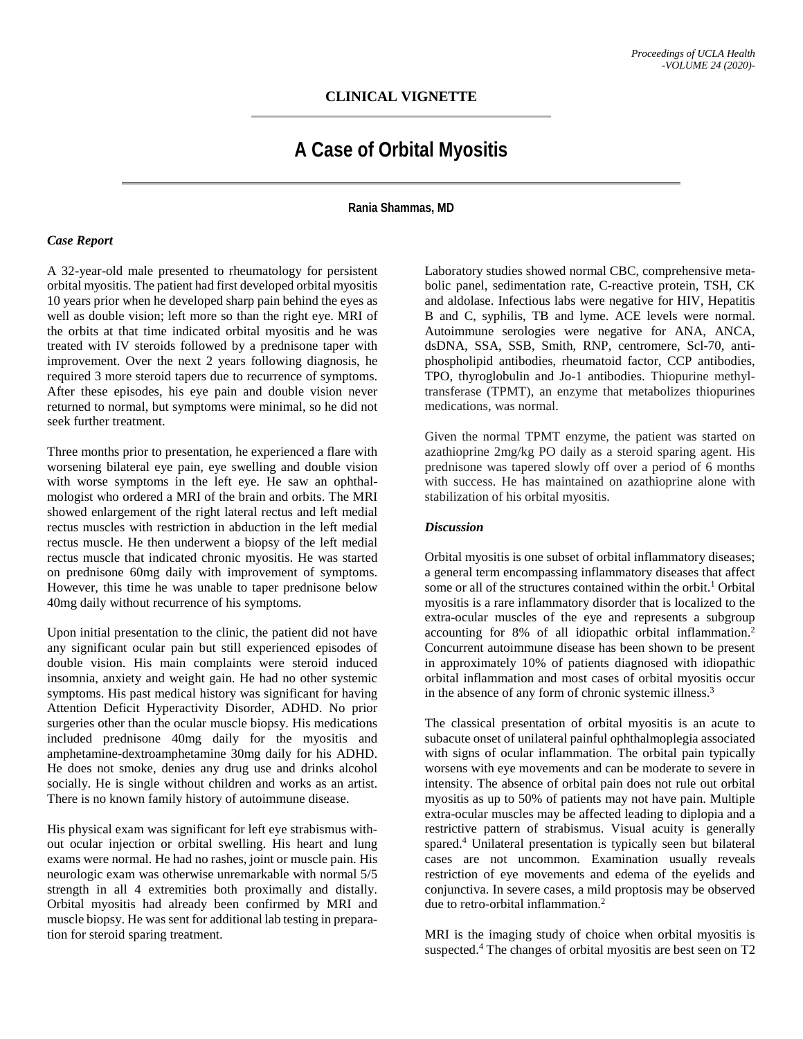**CLINICAL VIGNETTE**

# A Case of Orbital Myositis

**Rania Shammas, MD**

## *Case Report*

A 32-year-old male presented to rheumatology for persistent orbital myositis. The patient had first developed orbital myositis 10 years prior when he developed sharp pain behind the eyes as well as double vision; left more so than the right eye. MRI of the orbits at that time indicated orbital myositis and he was treated with IV steroids followed by a prednisone taper with improvement. Over the next 2 years following diagnosis, he required 3 more steroid tapers due to recurrence of symptoms. After these episodes, his eye pain and double vision never returned to normal, but symptoms were minimal, so he did not seek further treatment.

Three months prior to presentation, he experienced a flare with worsening bilateral eye pain, eye swelling and double vision with worse symptoms in the left eye. He saw an ophthalmologist who ordered a MRI of the brain and orbits. The MRI showed enlargement of the right lateral rectus and left medial rectus muscles with restriction in abduction in the left medial rectus muscle. He then underwent a biopsy of the left medial rectus muscle that indicated chronic myositis. He was started on prednisone 60mg daily with improvement of symptoms. However, this time he was unable to taper prednisone below 40mg daily without recurrence of his symptoms.

Upon initial presentation to the clinic, the patient did not have any significant ocular pain but still experienced episodes of double vision. His main complaints were steroid induced insomnia, anxiety and weight gain. He had no other systemic symptoms. His past medical history was significant for having Attention Deficit Hyperactivity Disorder, ADHD. No prior surgeries other than the ocular muscle biopsy. His medications included prednisone 40mg daily for the myositis and amphetamine-dextroamphetamine 30mg daily for his ADHD. He does not smoke, denies any drug use and drinks alcohol socially. He is single without children and works as an artist. There is no known family history of autoimmune disease.

His physical exam was significant for left eye strabismus without ocular injection or orbital swelling. His heart and lung exams were normal. He had no rashes, joint or muscle pain. His neurologic exam was otherwise unremarkable with normal 5/5 strength in all 4 extremities both proximally and distally. Orbital myositis had already been confirmed by MRI and muscle biopsy. He was sent for additional lab testing in preparation for steroid sparing treatment.

Laboratory studies showed normal CBC, comprehensive metabolic panel, sedimentation rate, C-reactive protein, TSH, CK and aldolase. Infectious labs were negative for HIV, Hepatitis B and C, syphilis, TB and lyme. ACE levels were normal. Autoimmune serologies were negative for ANA, ANCA, dsDNA, SSA, SSB, Smith, RNP, centromere, Scl-70, anti-phospholipid antibodies, rheumatoid factor, CCP antibodies, TPO, thyroglobulin and Jo-1 antibodies. Thiopurine methyltransferase (TPMT), an enzyme that metabolizes thiopurines medications, was normal.

Given the normal TPMT enzyme, the patient was started on azathioprine 2mg/kg PO daily as a steroid sparing agent. His prednisone was tapered slowly off over a period of 6 months with success. He has maintained on azathioprine alone with stabilization of his orbital myositis.

## *Discussion*

Orbital myositis is one subset of orbital inflammatory diseases; a general term encompassing inflammatory diseases that affect some or all of the structures contained within the orbit.[1] Orbital myositis is a rare inflammatory disorder that is localized to the extra-ocular muscles of the eye and represents a subgroup accounting for 8% of all idiopathic orbital inflammation.[2] Concurrent autoimmune disease has been shown to be present in approximately 10% of patients diagnosed with idiopathic orbital inflammation and most cases of orbital myositis occur in the absence of any form of chronic systemic illness.[3]

The classical presentation of orbital myositis is an acute to subacute onset of unilateral painful ophthalmoplegia associated with signs of ocular inflammation. The orbital pain typically worsens with eye movements and can be moderate to severe in intensity. The absence of orbital pain does not rule out orbital myositis as up to 50% of patients may not have pain. Multiple extra-ocular muscles may be affected leading to diplopia and a restrictive pattern of strabismus. Visual acuity is generally spared.[4] Unilateral presentation is typically seen but bilateral cases are not uncommon. Examination usually reveals restriction of eye movements and edema of the eyelids and conjunctiva. In severe cases, a mild proptosis may be observed due to retro-orbital inflammation.[2]

MRI is the imaging study of choice when orbital myositis is suspected.[4] The changes of orbital myositis are best seen on T2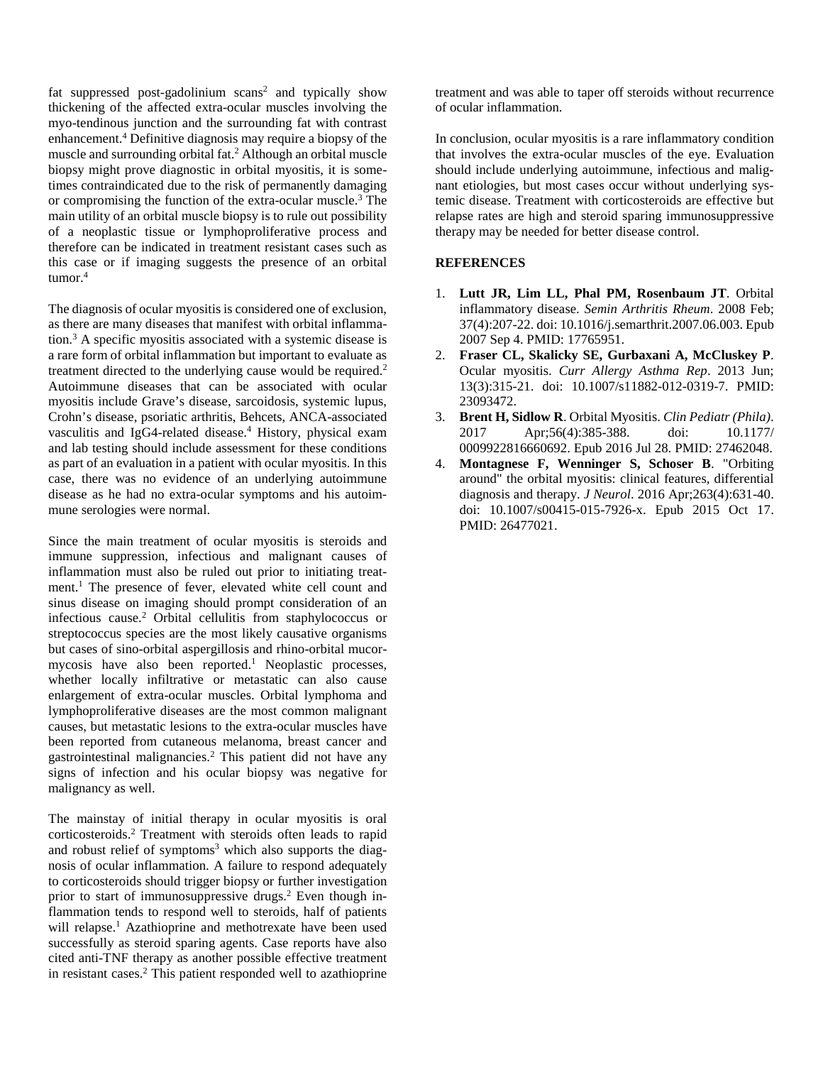fat suppressed post-gadolinium scans[2] and typically show thickening of the affected extra-ocular muscles involving the myo-tendinous junction and the surrounding fat with contrast enhancement.[4] Definitive diagnosis may require a biopsy of the muscle and surrounding orbital fat.[2] Although an orbital muscle biopsy might prove diagnostic in orbital myositis, it is sometimes contraindicated due to the risk of permanently damaging or compromising the function of the extra-ocular muscle.[3] The main utility of an orbital muscle biopsy is to rule out possibility of a neoplastic tissue or lymphoproliferative process and therefore can be indicated in treatment resistant cases such as this case or if imaging suggests the presence of an orbital tumor.[4]

The diagnosis of ocular myositis is considered one of exclusion, as there are many diseases that manifest with orbital inflammation.[3] A specific myositis associated with a systemic disease is a rare form of orbital inflammation but important to evaluate as treatment directed to the underlying cause would be required.[2] Autoimmune diseases that can be associated with ocular myositis include Grave's disease, sarcoidosis, systemic lupus, Crohn's disease, psoriatic arthritis, Behcets, ANCA-associated vasculitis and IgG4-related disease.[4] History, physical exam and lab testing should include assessment for these conditions as part of an evaluation in a patient with ocular myositis. In this case, there was no evidence of an underlying autoimmune disease as he had no extra-ocular symptoms and his autoimmune serologies were normal.

Since the main treatment of ocular myositis is steroids and immune suppression, infectious and malignant causes of inflammation must also be ruled out prior to initiating treatment.[1] The presence of fever, elevated white cell count and sinus disease on imaging should prompt consideration of an infectious cause.[2] Orbital cellulitis from staphylococcus or streptococcus species are the most likely causative organisms but cases of sino-orbital aspergillosis and rhino-orbital mucormycosis have also been reported.[1] Neoplastic processes, whether locally infiltrative or metastatic can also cause enlargement of extra-ocular muscles. Orbital lymphoma and lymphoproliferative diseases are the most common malignant causes, but metastatic lesions to the extra-ocular muscles have been reported from cutaneous melanoma, breast cancer and gastrointestinal malignancies.[2] This patient did not have any signs of infection and his ocular biopsy was negative for malignancy as well.

The mainstay of initial therapy in ocular myositis is oral corticosteroids.[2] Treatment with steroids often leads to rapid and robust relief of symptoms[3] which also supports the diagnosis of ocular inflammation. A failure to respond adequately to corticosteroids should trigger biopsy or further investigation prior to start of immunosuppressive drugs.[2] Even though inflammation tends to respond well to steroids, half of patients will relapse.[1] Azathioprine and methotrexate have been used successfully as steroid sparing agents. Case reports have also cited anti-TNF therapy as another possible effective treatment in resistant cases.[2] This patient responded well to azathioprine treatment and was able to taper off steroids without recurrence of ocular inflammation.

In conclusion, ocular myositis is a rare inflammatory condition that involves the extra-ocular muscles of the eye. Evaluation should include underlying autoimmune, infectious and malignant etiologies, but most cases occur without underlying systemic disease. Treatment with corticosteroids are effective but relapse rates are high and steroid sparing immunosuppressive therapy may be needed for better disease control.

## REFERENCES

1. **Lutt JR, Lim LL, Phal PM, Rosenbaum JT**. Orbital inflammatory disease. *Semin Arthritis Rheum*. 2008 Feb; 37(4):207-22. doi: 10.1016/j.semarthrit.2007.06.003. Epub 2007 Sep 4. PMID: 17765951.
2. **Fraser CL, Skalicky SE, Gurbaxani A, McCluskey P**. Ocular myositis. *Curr Allergy Asthma Rep*. 2013 Jun; 13(3):315-21. doi: 10.1007/s11882-012-0319-7. PMID: 23093472.
3. **Brent H, Sidlow R**. Orbital Myositis. *Clin Pediatr (Phila)*. 2017 Apr;56(4):385-388. doi: 10.1177/0009922816660692. Epub 2016 Jul 28. PMID: 27462048.
4. **Montagnese F, Wenninger S, Schoser B**. "Orbiting around" the orbital myositis: clinical features, differential diagnosis and therapy. *J Neurol*. 2016 Apr;263(4):631-40. doi: 10.1007/s00415-015-7926-x. Epub 2015 Oct 17. PMID: 26477021.